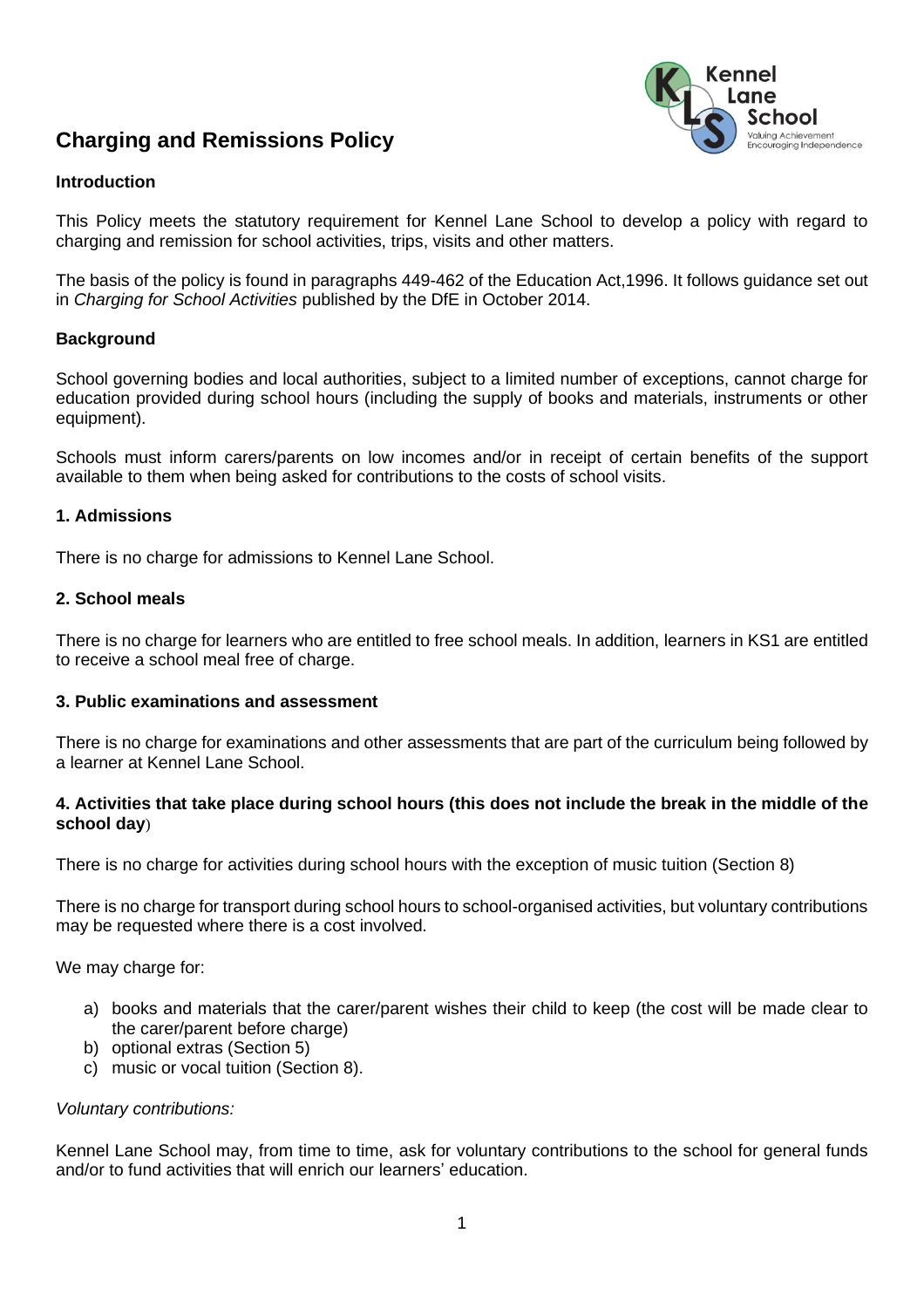# Charging and Remissions Policy

### Introduction

This Policy meets the statutory requirement for Kennel Lane School to develop a policy with regard to charging and remission for school activities, trips, visits and other matters.

The basis of the policy is found in paragraphs 449-462 of the Education Act,1996. It follows guidance set out in *Charging for School Activities* published by the DfE in October 2014.

### Background

School governing bodies and local authorities, subject to a limited number of exceptions, cannot charge for education provided during school hours (including the supply of books and materials, instruments or other equipment).

Schools must inform carers/parents on low incomes and/or in receipt of certain benefits of the support available to them when being asked for contributions to the costs of school visits.

### 1. Admissions

There is no charge for admissions to Kennel Lane School.

### 2. School meals

There is no charge for learners who are entitled to free school meals. In addition, learners in KS1 are entitled to receive a school meal free of charge.

### 3. Public examinations and assessment

There is no charge for examinations and other assessments that are part of the curriculum being followed by a learner at Kennel Lane School.

### 4. Activities that take place during school hours (this does not include the break in the middle of the school day)

There is no charge for activities during school hours with the exception of music tuition (Section 8)

There is no charge for transport during school hours to school-organised activities, but voluntary contributions may be requested where there is a cost involved.

We may charge for:

a) books and materials that the carer/parent wishes their child to keep (the cost will be made clear to the carer/parent before charge)
b) optional extras (Section 5)
c) music or vocal tuition (Section 8).

*Voluntary contributions:*

Kennel Lane School may, from time to time, ask for voluntary contributions to the school for general funds and/or to fund activities that will enrich our learners' education.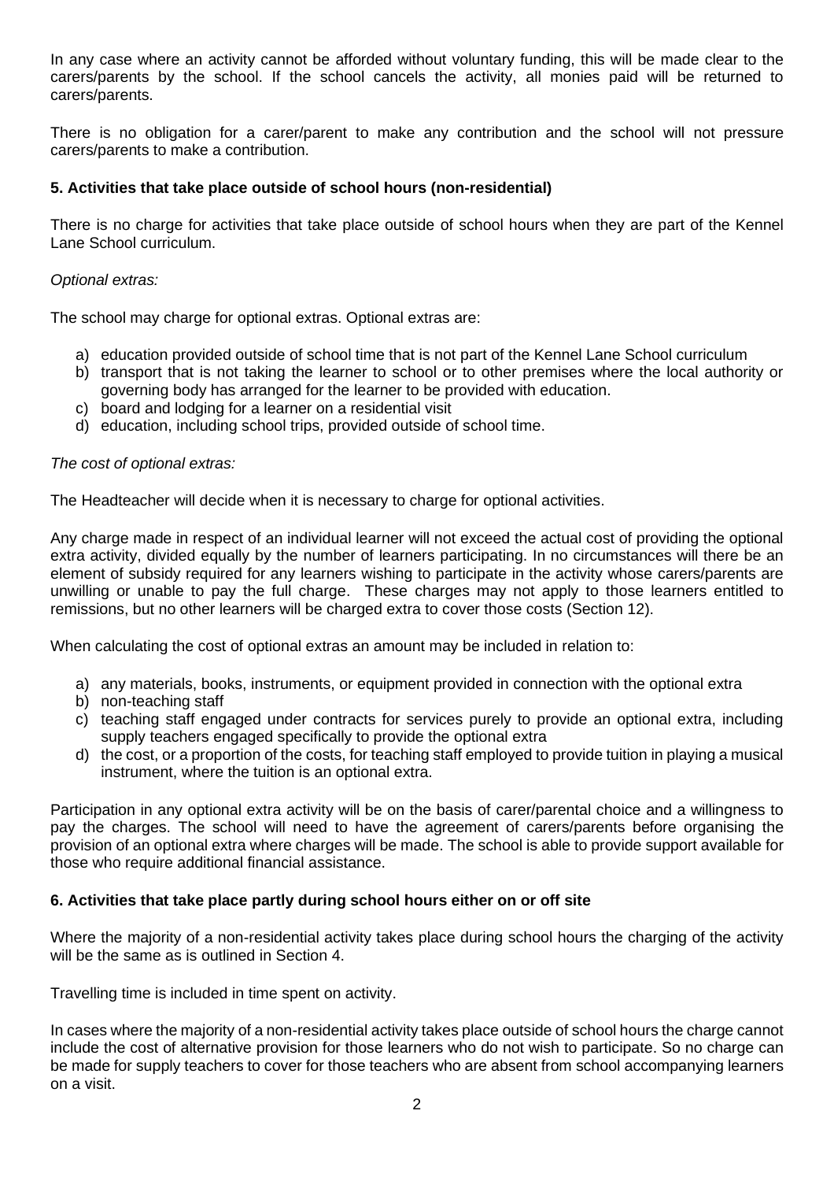In any case where an activity cannot be afforded without voluntary funding, this will be made clear to the carers/parents by the school. If the school cancels the activity, all monies paid will be returned to carers/parents.

There is no obligation for a carer/parent to make any contribution and the school will not pressure carers/parents to make a contribution.

### 5. Activities that take place outside of school hours (non-residential)

There is no charge for activities that take place outside of school hours when they are part of the Kennel Lane School curriculum.

*Optional extras:*

The school may charge for optional extras. Optional extras are:

a) education provided outside of school time that is not part of the Kennel Lane School curriculum
b) transport that is not taking the learner to school or to other premises where the local authority or governing body has arranged for the learner to be provided with education.
c) board and lodging for a learner on a residential visit
d) education, including school trips, provided outside of school time.

*The cost of optional extras:*

The Headteacher will decide when it is necessary to charge for optional activities.

Any charge made in respect of an individual learner will not exceed the actual cost of providing the optional extra activity, divided equally by the number of learners participating. In no circumstances will there be an element of subsidy required for any learners wishing to participate in the activity whose carers/parents are unwilling or unable to pay the full charge. These charges may not apply to those learners entitled to remissions, but no other learners will be charged extra to cover those costs (Section 12).

When calculating the cost of optional extras an amount may be included in relation to:

a) any materials, books, instruments, or equipment provided in connection with the optional extra
b) non-teaching staff
c) teaching staff engaged under contracts for services purely to provide an optional extra, including supply teachers engaged specifically to provide the optional extra
d) the cost, or a proportion of the costs, for teaching staff employed to provide tuition in playing a musical instrument, where the tuition is an optional extra.

Participation in any optional extra activity will be on the basis of carer/parental choice and a willingness to pay the charges. The school will need to have the agreement of carers/parents before organising the provision of an optional extra where charges will be made. The school is able to provide support available for those who require additional financial assistance.

### 6. Activities that take place partly during school hours either on or off site

Where the majority of a non-residential activity takes place during school hours the charging of the activity will be the same as is outlined in Section 4.

Travelling time is included in time spent on activity.

In cases where the majority of a non-residential activity takes place outside of school hours the charge cannot include the cost of alternative provision for those learners who do not wish to participate. So no charge can be made for supply teachers to cover for those teachers who are absent from school accompanying learners on a visit.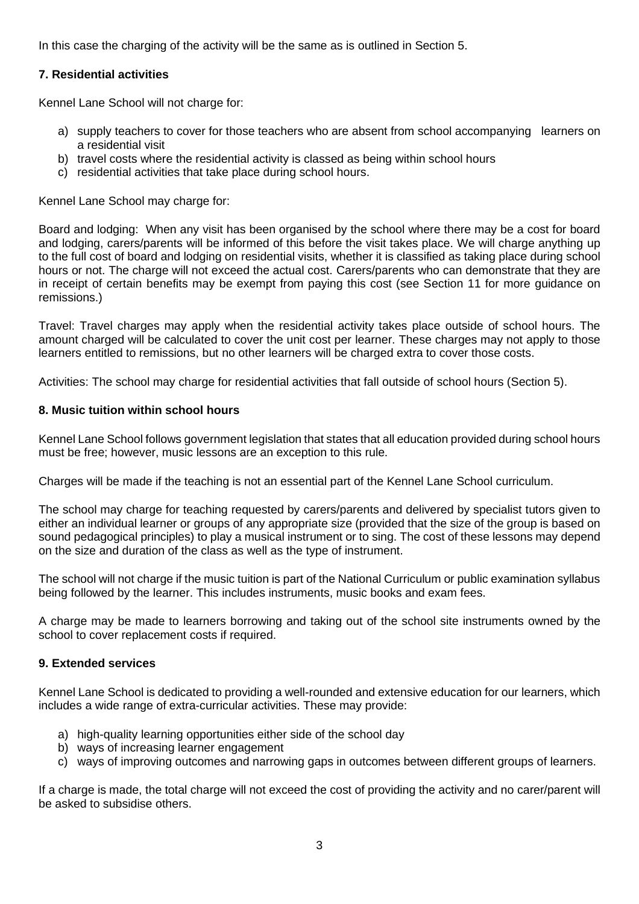In this case the charging of the activity will be the same as is outlined in Section 5.

### 7. Residential activities

Kennel Lane School will not charge for:

a) supply teachers to cover for those teachers who are absent from school accompanying learners on a residential visit
b) travel costs where the residential activity is classed as being within school hours
c) residential activities that take place during school hours.

Kennel Lane School may charge for:

Board and lodging: When any visit has been organised by the school where there may be a cost for board and lodging, carers/parents will be informed of this before the visit takes place. We will charge anything up to the full cost of board and lodging on residential visits, whether it is classified as taking place during school hours or not. The charge will not exceed the actual cost. Carers/parents who can demonstrate that they are in receipt of certain benefits may be exempt from paying this cost (see Section 11 for more guidance on remissions.)

Travel: Travel charges may apply when the residential activity takes place outside of school hours. The amount charged will be calculated to cover the unit cost per learner. These charges may not apply to those learners entitled to remissions, but no other learners will be charged extra to cover those costs.

Activities: The school may charge for residential activities that fall outside of school hours (Section 5).

### 8. Music tuition within school hours

Kennel Lane School follows government legislation that states that all education provided during school hours must be free; however, music lessons are an exception to this rule.

Charges will be made if the teaching is not an essential part of the Kennel Lane School curriculum.

The school may charge for teaching requested by carers/parents and delivered by specialist tutors given to either an individual learner or groups of any appropriate size (provided that the size of the group is based on sound pedagogical principles) to play a musical instrument or to sing. The cost of these lessons may depend on the size and duration of the class as well as the type of instrument.

The school will not charge if the music tuition is part of the National Curriculum or public examination syllabus being followed by the learner. This includes instruments, music books and exam fees.

A charge may be made to learners borrowing and taking out of the school site instruments owned by the school to cover replacement costs if required.

### 9. Extended services

Kennel Lane School is dedicated to providing a well-rounded and extensive education for our learners, which includes a wide range of extra-curricular activities. These may provide:

a) high-quality learning opportunities either side of the school day
b) ways of increasing learner engagement
c) ways of improving outcomes and narrowing gaps in outcomes between different groups of learners.

If a charge is made, the total charge will not exceed the cost of providing the activity and no carer/parent will be asked to subsidise others.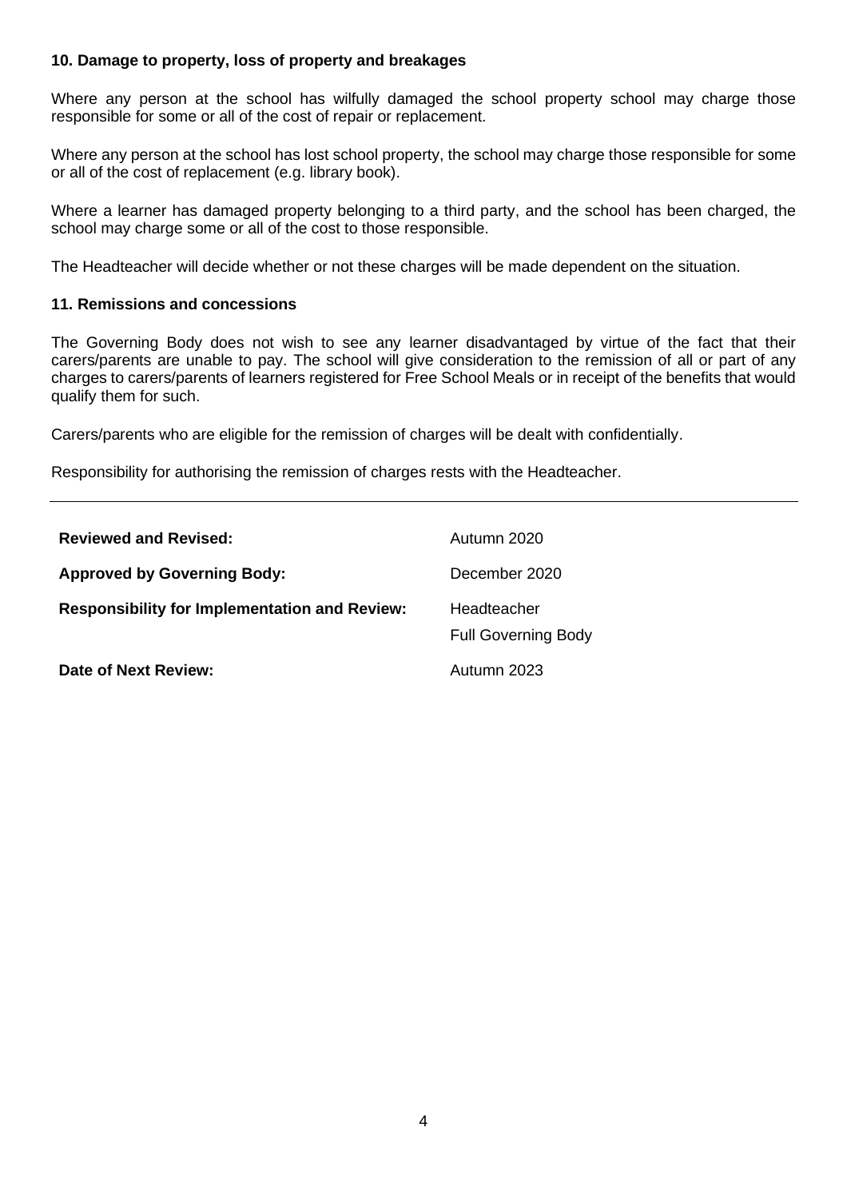**10. Damage to property, loss of property and breakages**

Where any person at the school has wilfully damaged the school property school may charge those responsible for some or all of the cost of repair or replacement.

Where any person at the school has lost school property, the school may charge those responsible for some or all of the cost of replacement (e.g. library book).

Where a learner has damaged property belonging to a third party, and the school has been charged, the school may charge some or all of the cost to those responsible.

The Headteacher will decide whether or not these charges will be made dependent on the situation.

**11. Remissions and concessions**

The Governing Body does not wish to see any learner disadvantaged by virtue of the fact that their carers/parents are unable to pay. The school will give consideration to the remission of all or part of any charges to carers/parents of learners registered for Free School Meals or in receipt of the benefits that would qualify them for such.

Carers/parents who are eligible for the remission of charges will be dealt with confidentially.

Responsibility for authorising the remission of charges rests with the Headteacher.

---

| | |
|---|---|
| **Reviewed and Revised:** | Autumn 2020 |
| **Approved by Governing Body:** | December 2020 |
| **Responsibility for Implementation and Review:** | Headteacher<br>Full Governing Body |
| **Date of Next Review:** | Autumn 2023 |